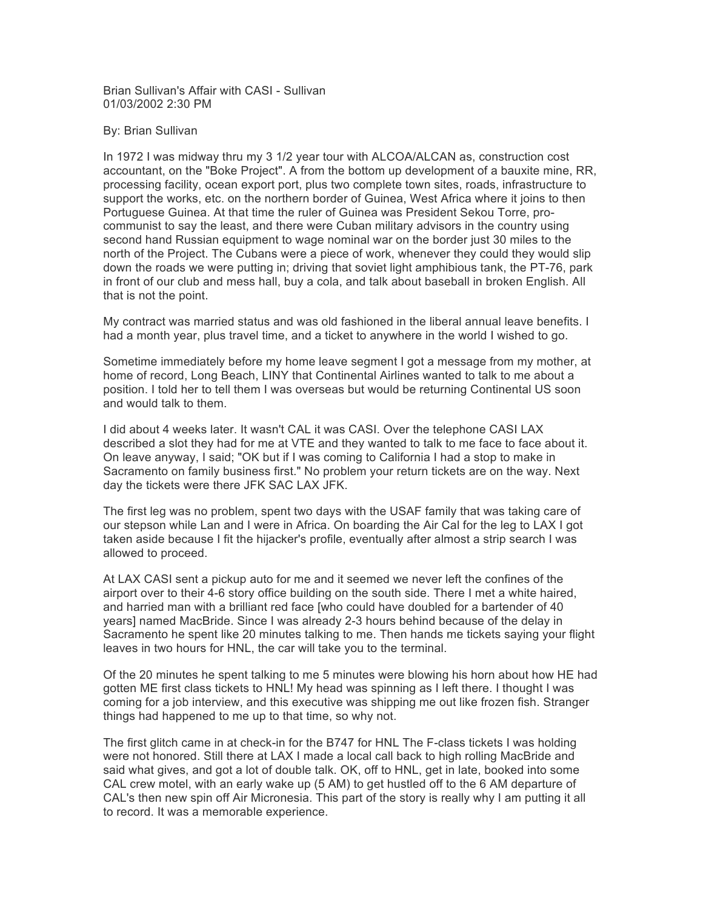Brian Sullivan's Affair with CASI - Sullivan
01/03/2002 2:30 PM

By: Brian Sullivan

In 1972 I was midway thru my 3 1/2 year tour with ALCOA/ALCAN as, construction cost accountant, on the "Boke Project". A from the bottom up development of a bauxite mine, RR, processing facility, ocean export port, plus two complete town sites, roads, infrastructure to support the works, etc. on the northern border of Guinea, West Africa where it joins to then Portuguese Guinea. At that time the ruler of Guinea was President Sekou Torre, pro-communist to say the least, and there were Cuban military advisors in the country using second hand Russian equipment to wage nominal war on the border just 30 miles to the north of the Project. The Cubans were a piece of work, whenever they could they would slip down the roads we were putting in; driving that soviet light amphibious tank, the PT-76, park in front of our club and mess hall, buy a cola, and talk about baseball in broken English. All that is not the point.

My contract was married status and was old fashioned in the liberal annual leave benefits. I had a month year, plus travel time, and a ticket to anywhere in the world I wished to go.

Sometime immediately before my home leave segment I got a message from my mother, at home of record, Long Beach, LINY that Continental Airlines wanted to talk to me about a position. I told her to tell them I was overseas but would be returning Continental US soon and would talk to them.

I did about 4 weeks later. It wasn't CAL it was CASI. Over the telephone CASI LAX described a slot they had for me at VTE and they wanted to talk to me face to face about it. On leave anyway, I said; "OK but if I was coming to California I had a stop to make in Sacramento on family business first." No problem your return tickets are on the way. Next day the tickets were there JFK SAC LAX JFK.

The first leg was no problem, spent two days with the USAF family that was taking care of our stepson while Lan and I were in Africa. On boarding the Air Cal for the leg to LAX I got taken aside because I fit the hijacker's profile, eventually after almost a strip search I was allowed to proceed.

At LAX CASI sent a pickup auto for me and it seemed we never left the confines of the airport over to their 4-6 story office building on the south side. There I met a white haired, and harried man with a brilliant red face [who could have doubled for a bartender of 40 years] named MacBride. Since I was already 2-3 hours behind because of the delay in Sacramento he spent like 20 minutes talking to me. Then hands me tickets saying your flight leaves in two hours for HNL, the car will take you to the terminal.

Of the 20 minutes he spent talking to me 5 minutes were blowing his horn about how HE had gotten ME first class tickets to HNL! My head was spinning as I left there. I thought I was coming for a job interview, and this executive was shipping me out like frozen fish. Stranger things had happened to me up to that time, so why not.

The first glitch came in at check-in for the B747 for HNL The F-class tickets I was holding were not honored. Still there at LAX I made a local call back to high rolling MacBride and said what gives, and got a lot of double talk. OK, off to HNL, get in late, booked into some CAL crew motel, with an early wake up (5 AM) to get hustled off to the 6 AM departure of CAL's then new spin off Air Micronesia. This part of the story is really why I am putting it all to record. It was a memorable experience.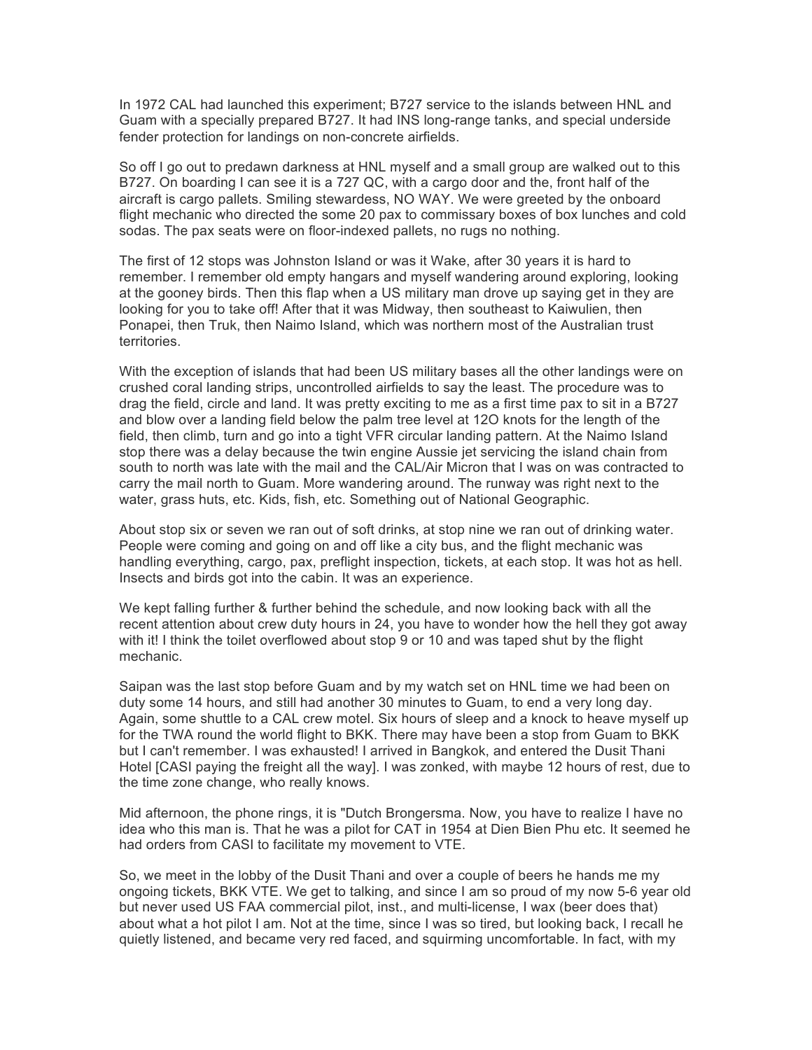In 1972 CAL had launched this experiment; B727 service to the islands between HNL and Guam with a specially prepared B727. It had INS long-range tanks, and special underside fender protection for landings on non-concrete airfields.

So off I go out to predawn darkness at HNL myself and a small group are walked out to this B727. On boarding I can see it is a 727 QC, with a cargo door and the, front half of the aircraft is cargo pallets. Smiling stewardess, NO WAY. We were greeted by the onboard flight mechanic who directed the some 20 pax to commissary boxes of box lunches and cold sodas. The pax seats were on floor-indexed pallets, no rugs no nothing.

The first of 12 stops was Johnston Island or was it Wake, after 30 years it is hard to remember. I remember old empty hangars and myself wandering around exploring, looking at the gooney birds. Then this flap when a US military man drove up saying get in they are looking for you to take off! After that it was Midway, then southeast to Kaiwulien, then Ponapei, then Truk, then Naimo Island, which was northern most of the Australian trust territories.

With the exception of islands that had been US military bases all the other landings were on crushed coral landing strips, uncontrolled airfields to say the least. The procedure was to drag the field, circle and land. It was pretty exciting to me as a first time pax to sit in a B727 and blow over a landing field below the palm tree level at 12O knots for the length of the field, then climb, turn and go into a tight VFR circular landing pattern. At the Naimo Island stop there was a delay because the twin engine Aussie jet servicing the island chain from south to north was late with the mail and the CAL/Air Micron that I was on was contracted to carry the mail north to Guam. More wandering around. The runway was right next to the water, grass huts, etc. Kids, fish, etc. Something out of National Geographic.

About stop six or seven we ran out of soft drinks, at stop nine we ran out of drinking water. People were coming and going on and off like a city bus, and the flight mechanic was handling everything, cargo, pax, preflight inspection, tickets, at each stop. It was hot as hell. Insects and birds got into the cabin. It was an experience.

We kept falling further & further behind the schedule, and now looking back with all the recent attention about crew duty hours in 24, you have to wonder how the hell they got away with it! I think the toilet overflowed about stop 9 or 10 and was taped shut by the flight mechanic.

Saipan was the last stop before Guam and by my watch set on HNL time we had been on duty some 14 hours, and still had another 30 minutes to Guam, to end a very long day. Again, some shuttle to a CAL crew motel. Six hours of sleep and a knock to heave myself up for the TWA round the world flight to BKK. There may have been a stop from Guam to BKK but I can't remember. I was exhausted! I arrived in Bangkok, and entered the Dusit Thani Hotel [CASI paying the freight all the way]. I was zonked, with maybe 12 hours of rest, due to the time zone change, who really knows.

Mid afternoon, the phone rings, it is "Dutch Brongersma. Now, you have to realize I have no idea who this man is. That he was a pilot for CAT in 1954 at Dien Bien Phu etc. It seemed he had orders from CASI to facilitate my movement to VTE.

So, we meet in the lobby of the Dusit Thani and over a couple of beers he hands me my ongoing tickets, BKK VTE. We get to talking, and since I am so proud of my now 5-6 year old but never used US FAA commercial pilot, inst., and multi-license, I wax (beer does that) about what a hot pilot I am. Not at the time, since I was so tired, but looking back, I recall he quietly listened, and became very red faced, and squirming uncomfortable. In fact, with my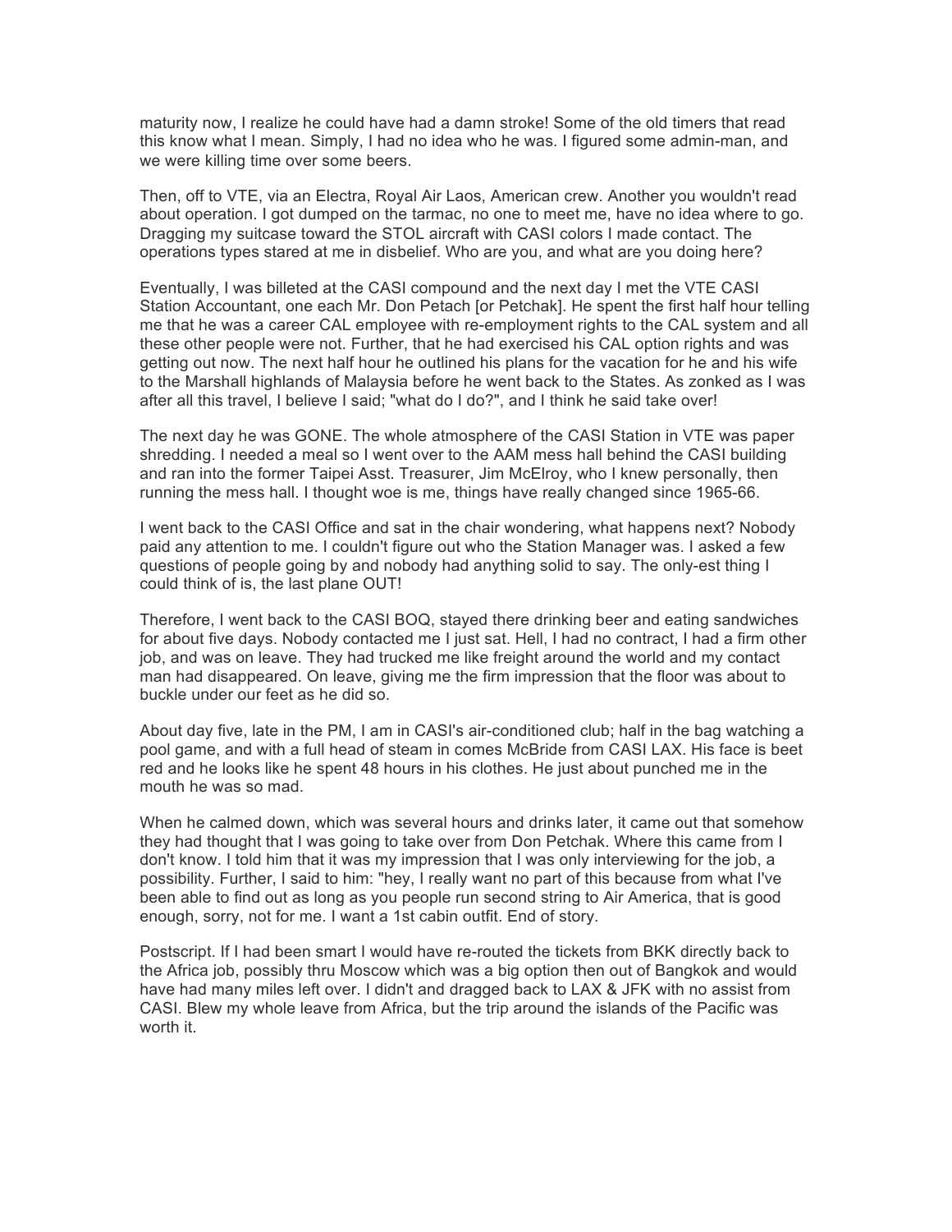maturity now, I realize he could have had a damn stroke! Some of the old timers that read this know what I mean. Simply, I had no idea who he was. I figured some admin-man, and we were killing time over some beers.

Then, off to VTE, via an Electra, Royal Air Laos, American crew. Another you wouldn't read about operation. I got dumped on the tarmac, no one to meet me, have no idea where to go. Dragging my suitcase toward the STOL aircraft with CASI colors I made contact. The operations types stared at me in disbelief. Who are you, and what are you doing here?

Eventually, I was billeted at the CASI compound and the next day I met the VTE CASI Station Accountant, one each Mr. Don Petach [or Petchak]. He spent the first half hour telling me that he was a career CAL employee with re-employment rights to the CAL system and all these other people were not. Further, that he had exercised his CAL option rights and was getting out now. The next half hour he outlined his plans for the vacation for he and his wife to the Marshall highlands of Malaysia before he went back to the States. As zonked as I was after all this travel, I believe I said; "what do I do?", and I think he said take over!

The next day he was GONE. The whole atmosphere of the CASI Station in VTE was paper shredding. I needed a meal so I went over to the AAM mess hall behind the CASI building and ran into the former Taipei Asst. Treasurer, Jim McElroy, who I knew personally, then running the mess hall. I thought woe is me, things have really changed since 1965-66.

I went back to the CASI Office and sat in the chair wondering, what happens next? Nobody paid any attention to me. I couldn't figure out who the Station Manager was. I asked a few questions of people going by and nobody had anything solid to say. The only-est thing I could think of is, the last plane OUT!

Therefore, I went back to the CASI BOQ, stayed there drinking beer and eating sandwiches for about five days. Nobody contacted me I just sat. Hell, I had no contract, I had a firm other job, and was on leave. They had trucked me like freight around the world and my contact man had disappeared. On leave, giving me the firm impression that the floor was about to buckle under our feet as he did so.

About day five, late in the PM, I am in CASI's air-conditioned club; half in the bag watching a pool game, and with a full head of steam in comes McBride from CASI LAX. His face is beet red and he looks like he spent 48 hours in his clothes. He just about punched me in the mouth he was so mad.

When he calmed down, which was several hours and drinks later, it came out that somehow they had thought that I was going to take over from Don Petchak. Where this came from I don't know. I told him that it was my impression that I was only interviewing for the job, a possibility. Further, I said to him: "hey, I really want no part of this because from what I've been able to find out as long as you people run second string to Air America, that is good enough, sorry, not for me. I want a 1st cabin outfit. End of story.

Postscript. If I had been smart I would have re-routed the tickets from BKK directly back to the Africa job, possibly thru Moscow which was a big option then out of Bangkok and would have had many miles left over. I didn't and dragged back to LAX & JFK with no assist from CASI. Blew my whole leave from Africa, but the trip around the islands of the Pacific was worth it.